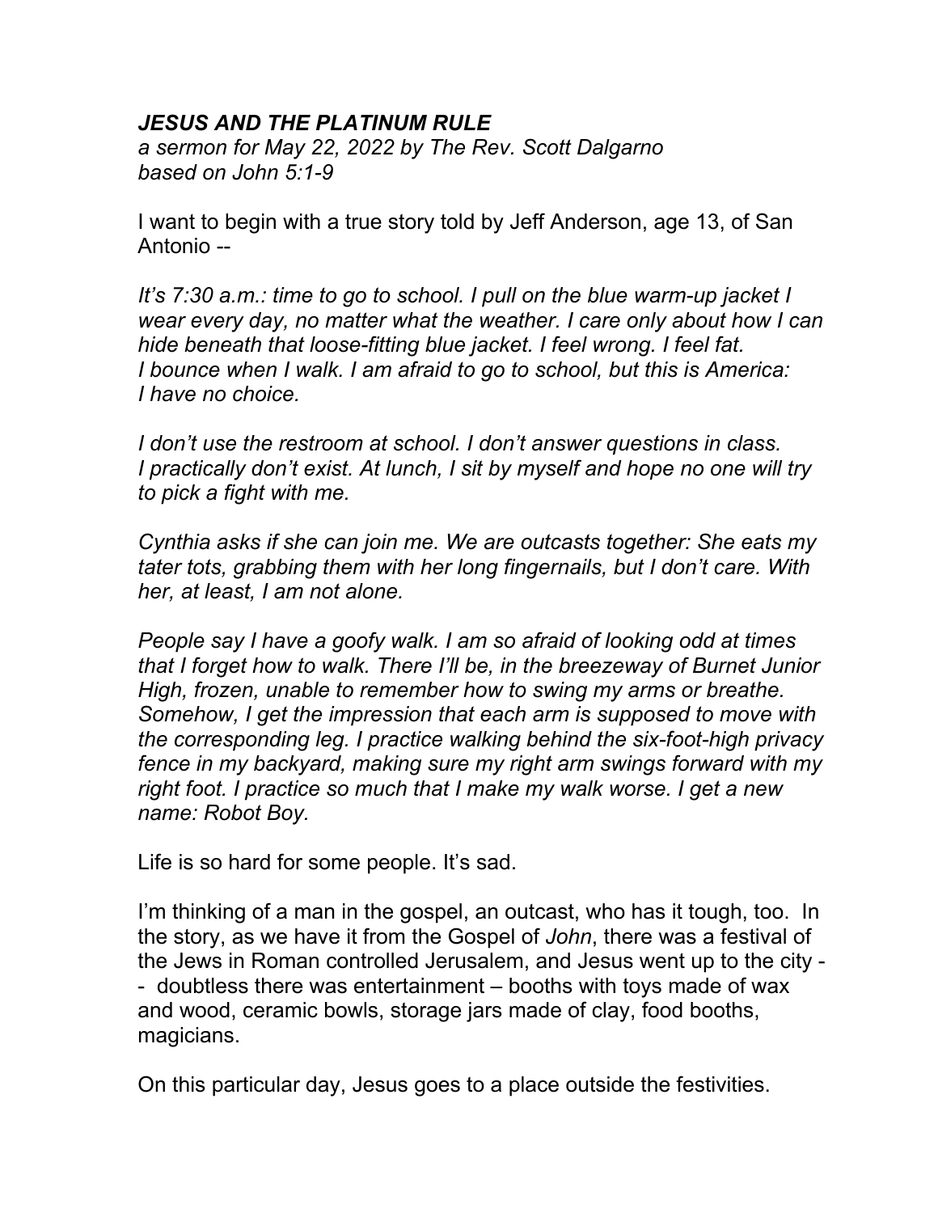***JESUS AND THE PLATINUM RULE***

*a sermon for May 22, 2022 by The Rev. Scott Dalgarno*
*based on John 5:1-9*

I want to begin with a true story told by Jeff Anderson, age 13, of San Antonio --

*It's 7:30 a.m.: time to go to school. I pull on the blue warm-up jacket I wear every day, no matter what the weather. I care only about how I can hide beneath that loose-fitting blue jacket. I feel wrong. I feel fat. I bounce when I walk. I am afraid to go to school, but this is America: I have no choice.*

*I don't use the restroom at school. I don't answer questions in class. I practically don't exist. At lunch, I sit by myself and hope no one will try to pick a fight with me.*

*Cynthia asks if she can join me. We are outcasts together: She eats my tater tots, grabbing them with her long fingernails, but I don't care. With her, at least, I am not alone.*

*People say I have a goofy walk. I am so afraid of looking odd at times that I forget how to walk. There I'll be, in the breezeway of Burnet Junior High, frozen, unable to remember how to swing my arms or breathe. Somehow, I get the impression that each arm is supposed to move with the corresponding leg. I practice walking behind the six-foot-high privacy fence in my backyard, making sure my right arm swings forward with my right foot. I practice so much that I make my walk worse. I get a new name: Robot Boy.*

Life is so hard for some people. It's sad.

I'm thinking of a man in the gospel, an outcast, who has it tough, too. In the story, as we have it from the Gospel of *John*, there was a festival of the Jews in Roman controlled Jerusalem, and Jesus went up to the city -- doubtless there was entertainment – booths with toys made of wax and wood, ceramic bowls, storage jars made of clay, food booths, magicians.

On this particular day, Jesus goes to a place outside the festivities.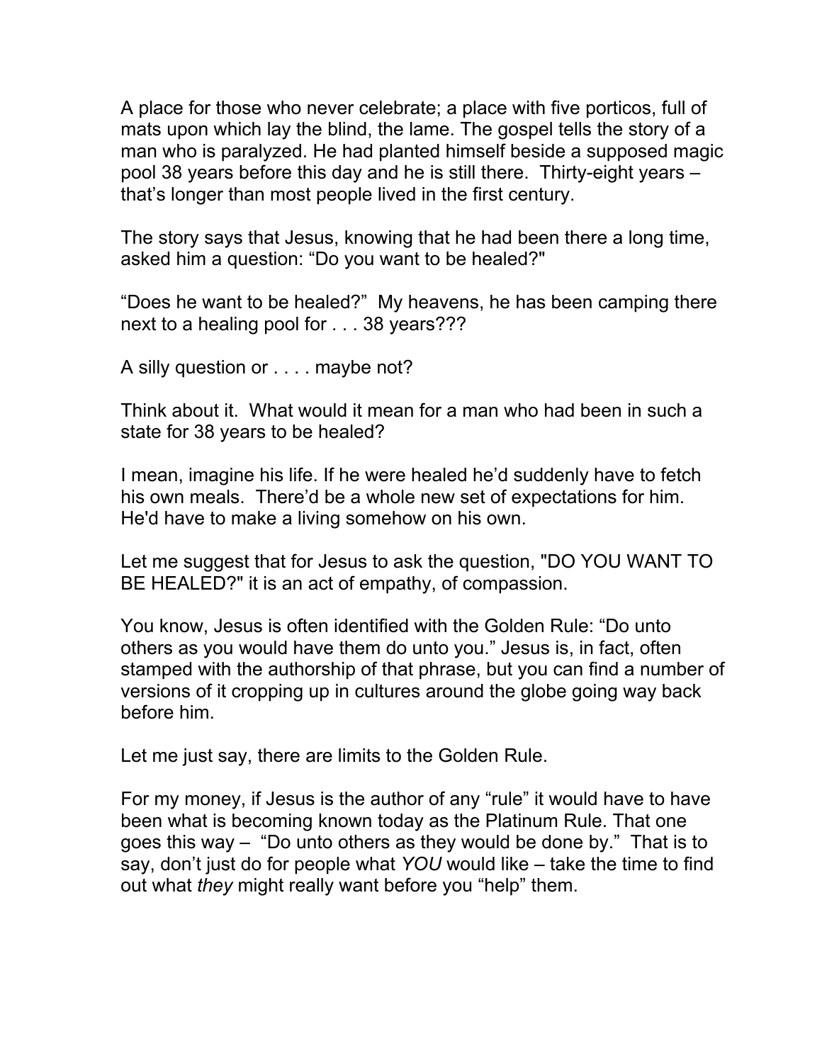A place for those who never celebrate; a place with five porticos, full of mats upon which lay the blind, the lame. The gospel tells the story of a man who is paralyzed. He had planted himself beside a supposed magic pool 38 years before this day and he is still there. Thirty-eight years – that's longer than most people lived in the first century.

The story says that Jesus, knowing that he had been there a long time, asked him a question: "Do you want to be healed?"

"Does he want to be healed?" My heavens, he has been camping there next to a healing pool for . . . 38 years???

A silly question or . . . . maybe not?

Think about it. What would it mean for a man who had been in such a state for 38 years to be healed?

I mean, imagine his life. If he were healed he'd suddenly have to fetch his own meals. There'd be a whole new set of expectations for him. He'd have to make a living somehow on his own.

Let me suggest that for Jesus to ask the question, "DO YOU WANT TO BE HEALED?" it is an act of empathy, of compassion.

You know, Jesus is often identified with the Golden Rule: "Do unto others as you would have them do unto you." Jesus is, in fact, often stamped with the authorship of that phrase, but you can find a number of versions of it cropping up in cultures around the globe going way back before him.

Let me just say, there are limits to the Golden Rule.

For my money, if Jesus is the author of any "rule" it would have to have been what is becoming known today as the Platinum Rule. That one goes this way – "Do unto others as they would be done by." That is to say, don't just do for people what *YOU* would like – take the time to find out what *they* might really want before you "help" them.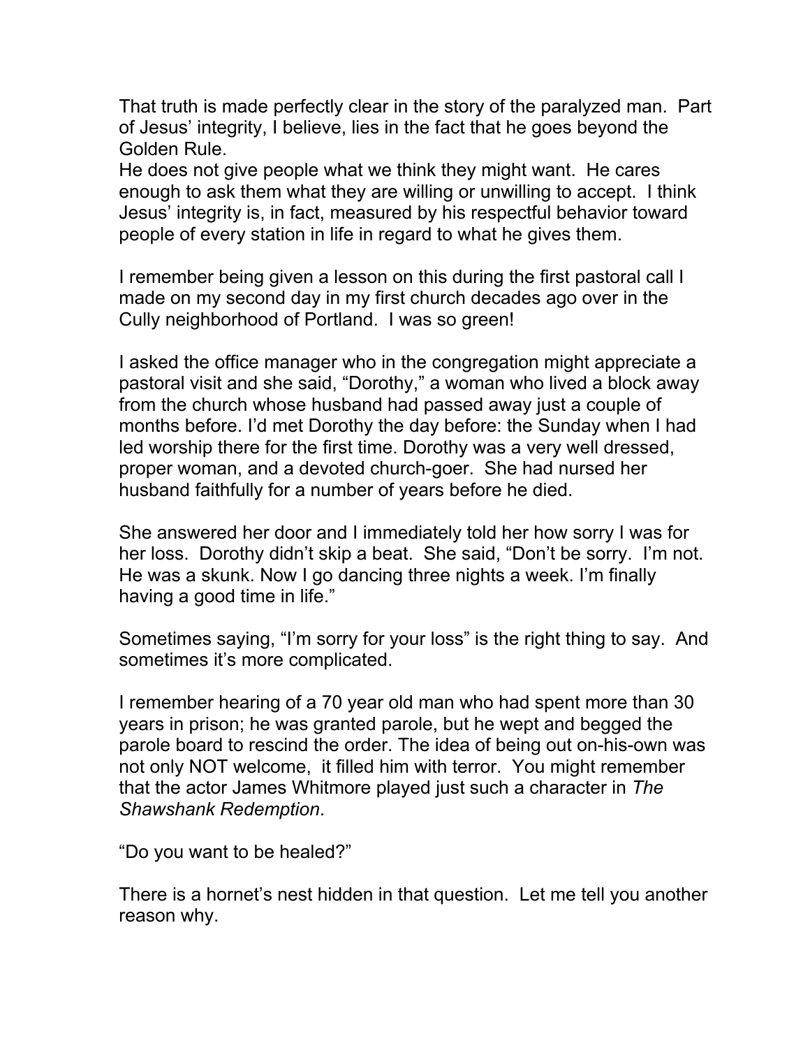That truth is made perfectly clear in the story of the paralyzed man. Part of Jesus' integrity, I believe, lies in the fact that he goes beyond the Golden Rule.
He does not give people what we think they might want. He cares enough to ask them what they are willing or unwilling to accept. I think Jesus' integrity is, in fact, measured by his respectful behavior toward people of every station in life in regard to what he gives them.

I remember being given a lesson on this during the first pastoral call I made on my second day in my first church decades ago over in the Cully neighborhood of Portland. I was so green!

I asked the office manager who in the congregation might appreciate a pastoral visit and she said, "Dorothy," a woman who lived a block away from the church whose husband had passed away just a couple of months before. I'd met Dorothy the day before: the Sunday when I had led worship there for the first time. Dorothy was a very well dressed, proper woman, and a devoted church-goer. She had nursed her husband faithfully for a number of years before he died.

She answered her door and I immediately told her how sorry I was for her loss. Dorothy didn't skip a beat. She said, "Don't be sorry. I'm not. He was a skunk. Now I go dancing three nights a week. I'm finally having a good time in life."

Sometimes saying, "I'm sorry for your loss" is the right thing to say. And sometimes it's more complicated.

I remember hearing of a 70 year old man who had spent more than 30 years in prison; he was granted parole, but he wept and begged the parole board to rescind the order. The idea of being out on-his-own was not only NOT welcome, it filled him with terror. You might remember that the actor James Whitmore played just such a character in *The Shawshank Redemption*.

"Do you want to be healed?"

There is a hornet's nest hidden in that question. Let me tell you another reason why.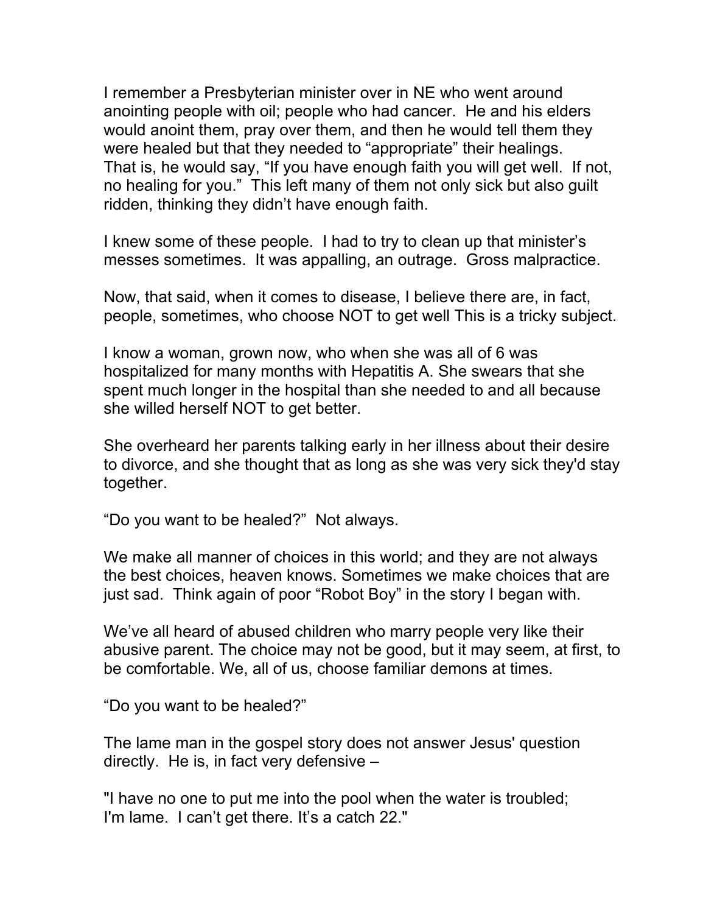I remember a Presbyterian minister over in NE who went around anointing people with oil; people who had cancer. He and his elders would anoint them, pray over them, and then he would tell them they were healed but that they needed to "appropriate" their healings. That is, he would say, "If you have enough faith you will get well. If not, no healing for you." This left many of them not only sick but also guilt ridden, thinking they didn't have enough faith.

I knew some of these people. I had to try to clean up that minister's messes sometimes. It was appalling, an outrage. Gross malpractice.

Now, that said, when it comes to disease, I believe there are, in fact, people, sometimes, who choose NOT to get well This is a tricky subject.

I know a woman, grown now, who when she was all of 6 was hospitalized for many months with Hepatitis A. She swears that she spent much longer in the hospital than she needed to and all because she willed herself NOT to get better.

She overheard her parents talking early in her illness about their desire to divorce, and she thought that as long as she was very sick they'd stay together.

"Do you want to be healed?" Not always.

We make all manner of choices in this world; and they are not always the best choices, heaven knows. Sometimes we make choices that are just sad. Think again of poor "Robot Boy" in the story I began with.

We've all heard of abused children who marry people very like their abusive parent. The choice may not be good, but it may seem, at first, to be comfortable. We, all of us, choose familiar demons at times.

"Do you want to be healed?"

The lame man in the gospel story does not answer Jesus' question directly. He is, in fact very defensive –

"I have no one to put me into the pool when the water is troubled; I'm lame. I can't get there. It's a catch 22."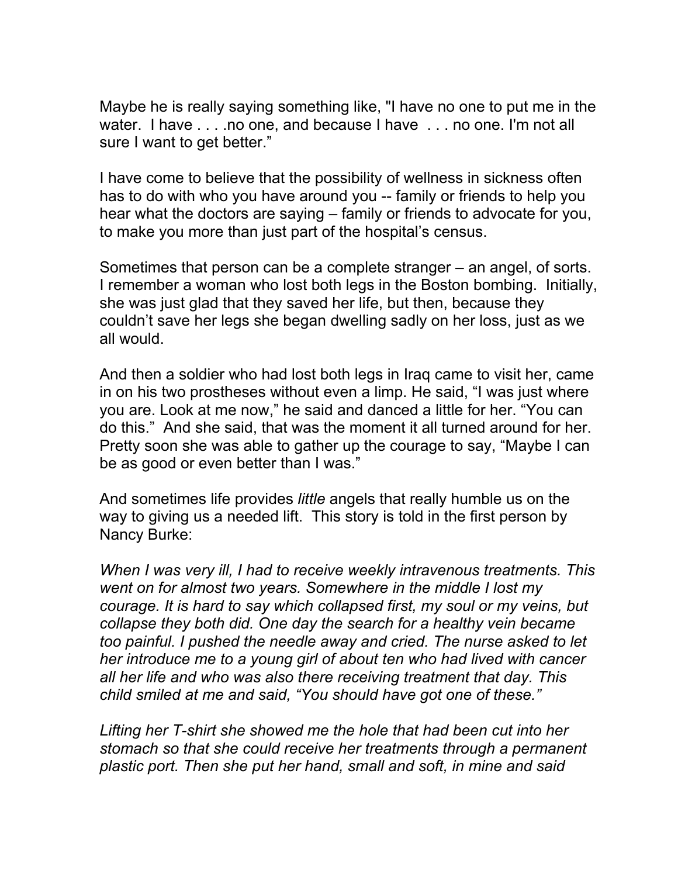Maybe he is really saying something like, "I have no one to put me in the water. I have . . . .no one, and because I have . . . no one. I'm not all sure I want to get better."

I have come to believe that the possibility of wellness in sickness often has to do with who you have around you -- family or friends to help you hear what the doctors are saying – family or friends to advocate for you, to make you more than just part of the hospital's census.

Sometimes that person can be a complete stranger – an angel, of sorts. I remember a woman who lost both legs in the Boston bombing. Initially, she was just glad that they saved her life, but then, because they couldn't save her legs she began dwelling sadly on her loss, just as we all would.

And then a soldier who had lost both legs in Iraq came to visit her, came in on his two prostheses without even a limp. He said, "I was just where you are. Look at me now," he said and danced a little for her. "You can do this." And she said, that was the moment it all turned around for her. Pretty soon she was able to gather up the courage to say, "Maybe I can be as good or even better than I was."

And sometimes life provides *little* angels that really humble us on the way to giving us a needed lift. This story is told in the first person by Nancy Burke:

*When I was very ill, I had to receive weekly intravenous treatments. This went on for almost two years. Somewhere in the middle I lost my courage. It is hard to say which collapsed first, my soul or my veins, but collapse they both did. One day the search for a healthy vein became too painful. I pushed the needle away and cried. The nurse asked to let her introduce me to a young girl of about ten who had lived with cancer all her life and who was also there receiving treatment that day. This child smiled at me and said, "You should have got one of these."*

*Lifting her T-shirt she showed me the hole that had been cut into her stomach so that she could receive her treatments through a permanent plastic port. Then she put her hand, small and soft, in mine and said*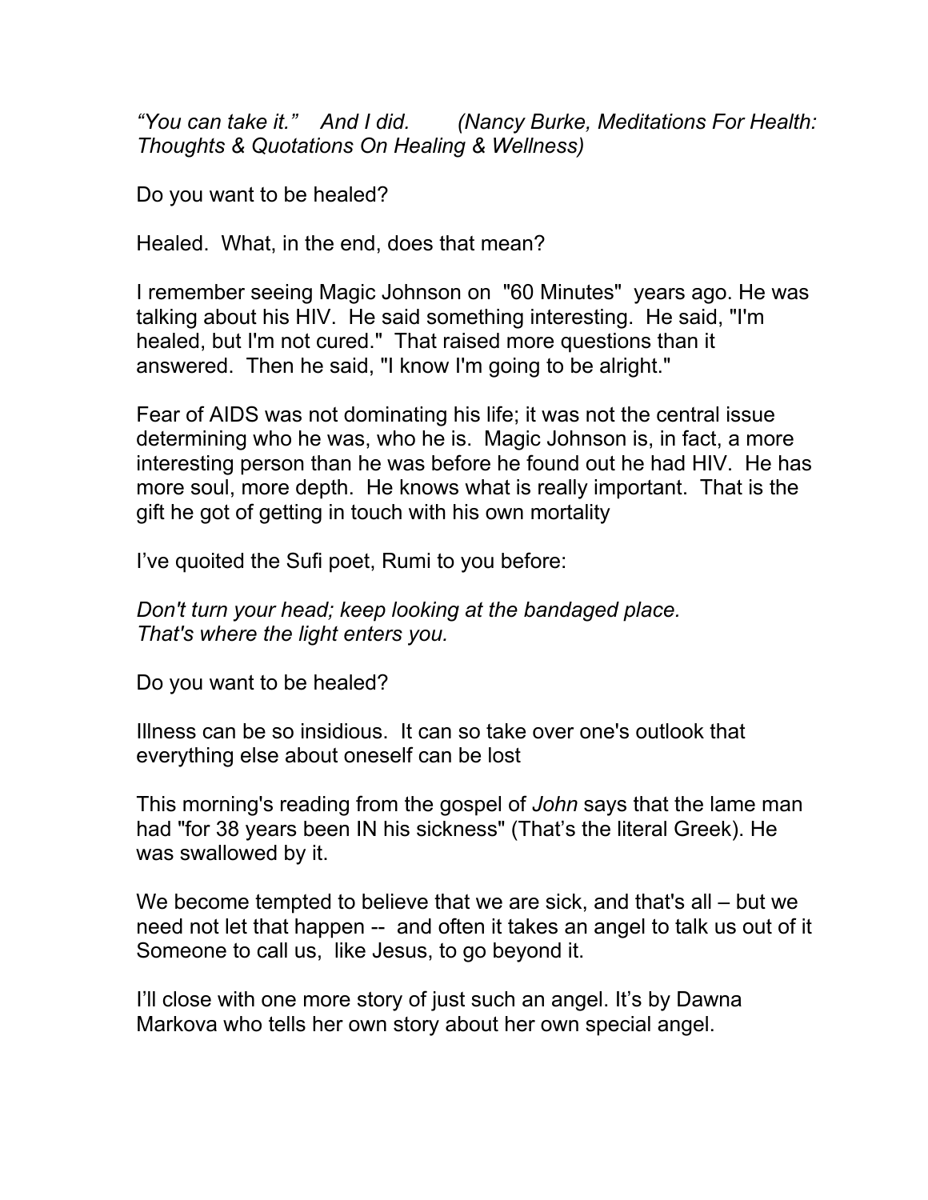*“You can take it.”  And I did.  (Nancy Burke, Meditations For Health: Thoughts & Quotations On Healing & Wellness)*

Do you want to be healed?

Healed. What, in the end, does that mean?

I remember seeing Magic Johnson on "60 Minutes" years ago. He was talking about his HIV. He said something interesting. He said, "I'm healed, but I'm not cured." That raised more questions than it answered. Then he said, "I know I'm going to be alright."

Fear of AIDS was not dominating his life; it was not the central issue determining who he was, who he is. Magic Johnson is, in fact, a more interesting person than he was before he found out he had HIV. He has more soul, more depth. He knows what is really important. That is the gift he got of getting in touch with his own mortality

I’ve quoited the Sufi poet, Rumi to you before:

*Don't turn your head; keep looking at the bandaged place.*
*That's where the light enters you.*

Do you want to be healed?

Illness can be so insidious. It can so take over one's outlook that everything else about oneself can be lost

This morning's reading from the gospel of *John* says that the lame man had "for 38 years been IN his sickness" (That’s the literal Greek). He was swallowed by it.

We become tempted to believe that we are sick, and that's all – but we need not let that happen -- and often it takes an angel to talk us out of it Someone to call us, like Jesus, to go beyond it.

I’ll close with one more story of just such an angel. It’s by Dawna Markova who tells her own story about her own special angel.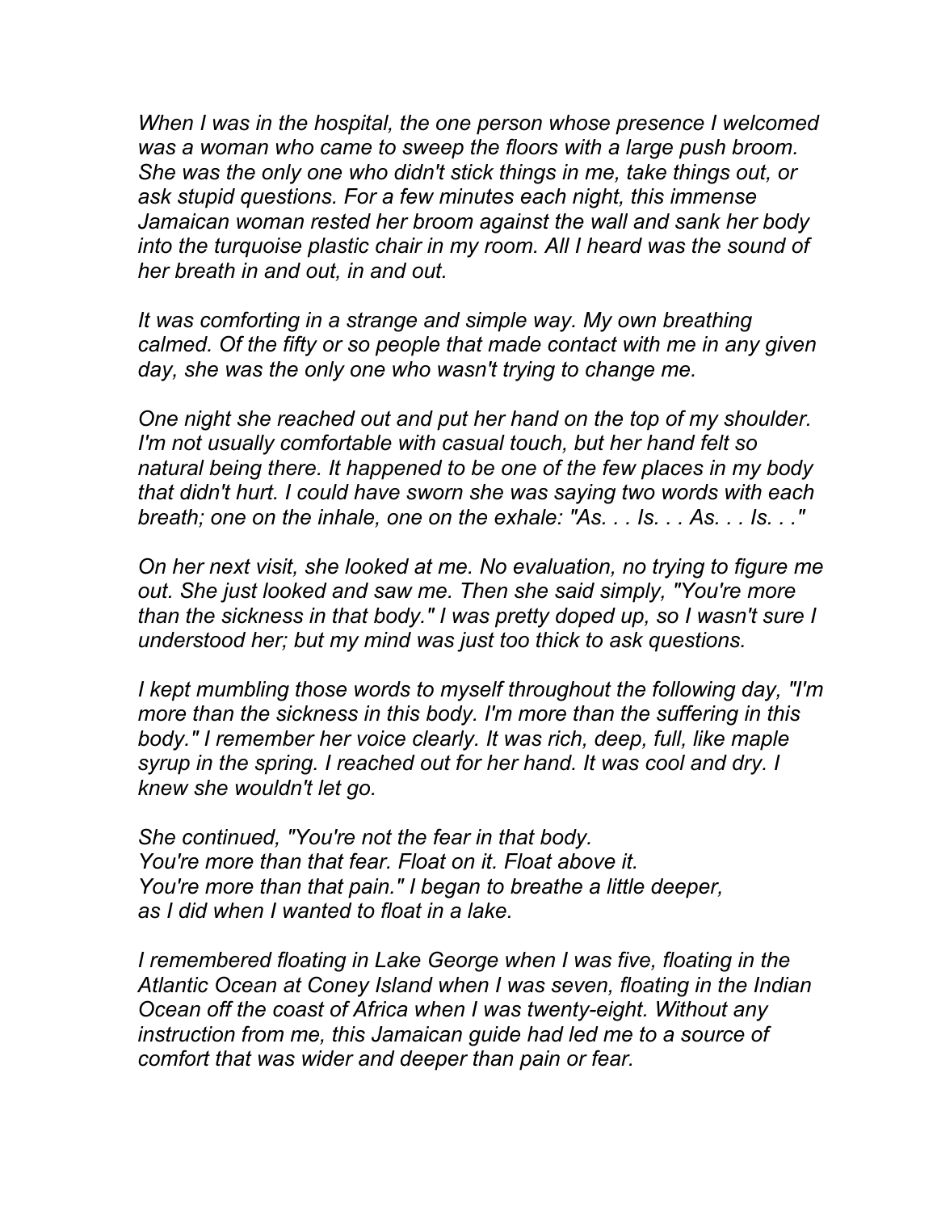*When I was in the hospital, the one person whose presence I welcomed was a woman who came to sweep the floors with a large push broom. She was the only one who didn't stick things in me, take things out, or ask stupid questions. For a few minutes each night, this immense Jamaican woman rested her broom against the wall and sank her body into the turquoise plastic chair in my room. All I heard was the sound of her breath in and out, in and out.*

*It was comforting in a strange and simple way. My own breathing calmed. Of the fifty or so people that made contact with me in any given day, she was the only one who wasn't trying to change me.*

*One night she reached out and put her hand on the top of my shoulder. I'm not usually comfortable with casual touch, but her hand felt so natural being there. It happened to be one of the few places in my body that didn't hurt. I could have sworn she was saying two words with each breath; one on the inhale, one on the exhale: "As. . . Is. . . As. . . Is. . ."*

*On her next visit, she looked at me. No evaluation, no trying to figure me out. She just looked and saw me. Then she said simply, "You're more than the sickness in that body." I was pretty doped up, so I wasn't sure I understood her; but my mind was just too thick to ask questions.*

*I kept mumbling those words to myself throughout the following day, "I'm more than the sickness in this body. I'm more than the suffering in this body." I remember her voice clearly. It was rich, deep, full, like maple syrup in the spring. I reached out for her hand. It was cool and dry. I knew she wouldn't let go.*

*She continued, "You're not the fear in that body.*
*You're more than that fear. Float on it. Float above it.*
*You're more than that pain." I began to breathe a little deeper,*
*as I did when I wanted to float in a lake.*

*I remembered floating in Lake George when I was five, floating in the Atlantic Ocean at Coney Island when I was seven, floating in the Indian Ocean off the coast of Africa when I was twenty-eight. Without any instruction from me, this Jamaican guide had led me to a source of comfort that was wider and deeper than pain or fear.*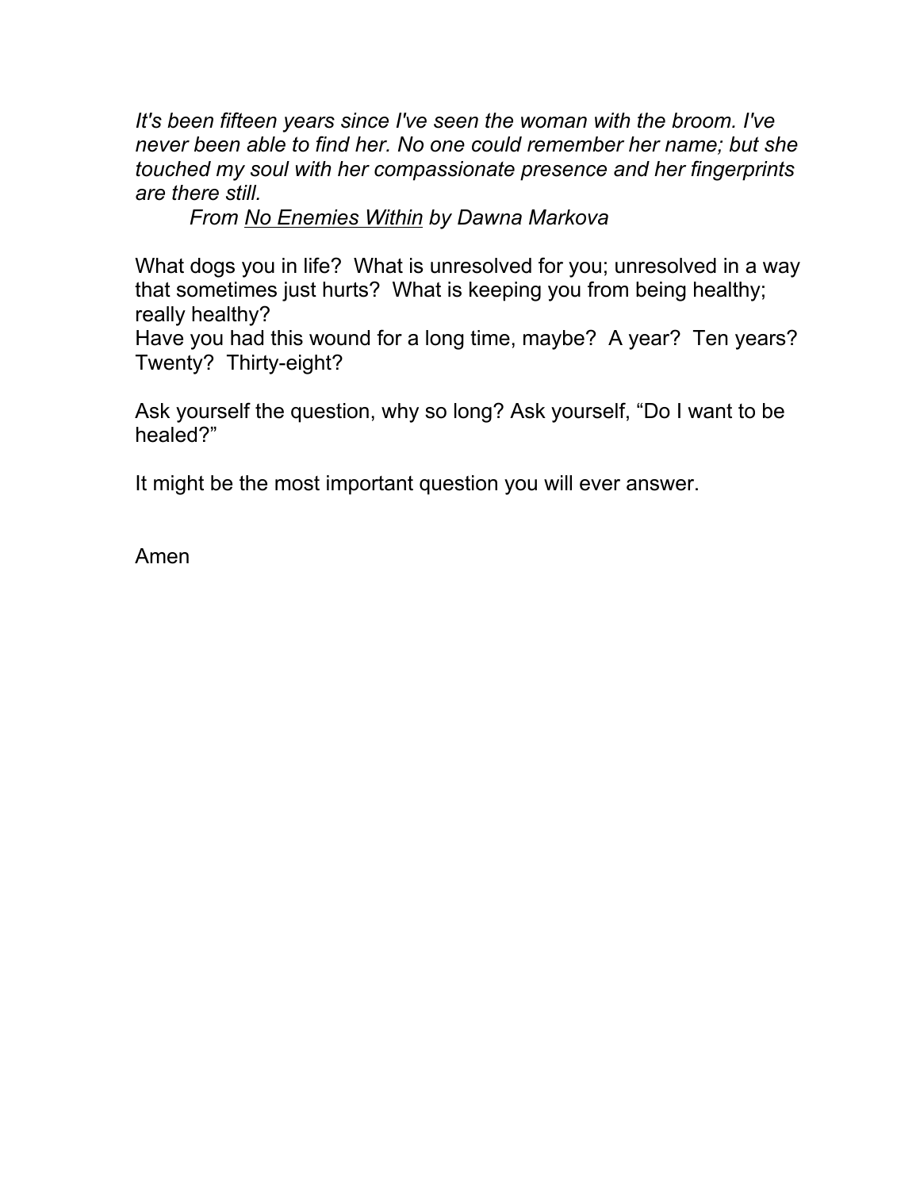*It's been fifteen years since I've seen the woman with the broom. I've never been able to find her. No one could remember her name; but she touched my soul with her compassionate presence and her fingerprints are there still.*

*From No Enemies Within by Dawna Markova*

What dogs you in life? What is unresolved for you; unresolved in a way that sometimes just hurts? What is keeping you from being healthy; really healthy?
Have you had this wound for a long time, maybe? A year? Ten years? Twenty? Thirty-eight?

Ask yourself the question, why so long? Ask yourself, "Do I want to be healed?"

It might be the most important question you will ever answer.

Amen